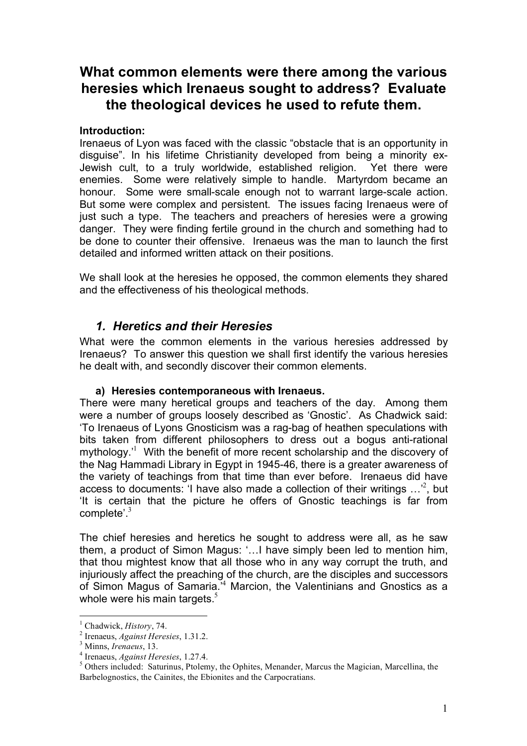# What common elements were there among the various heresies which Irenaeus sought to address? Evaluate the theological devices he used to refute them.

**Introduction:**

Irenaeus of Lyon was faced with the classic "obstacle that is an opportunity in disguise". In his lifetime Christianity developed from being a minority ex-Jewish cult, to a truly worldwide, established religion. Yet there were enemies. Some were relatively simple to handle. Martyrdom became an honour. Some were small-scale enough not to warrant large-scale action. But some were complex and persistent. The issues facing Irenaeus were of just such a type. The teachers and preachers of heresies were a growing danger. They were finding fertile ground in the church and something had to be done to counter their offensive. Irenaeus was the man to launch the first detailed and informed written attack on their positions.

We shall look at the heresies he opposed, the common elements they shared and the effectiveness of his theological methods.

## *1. Heretics and their Heresies*

What were the common elements in the various heresies addressed by Irenaeus? To answer this question we shall first identify the various heresies he dealt with, and secondly discover their common elements.

### a) Heresies contemporaneous with Irenaeus.

There were many heretical groups and teachers of the day. Among them were a number of groups loosely described as 'Gnostic'. As Chadwick said: 'To Irenaeus of Lyons Gnosticism was a rag-bag of heathen speculations with bits taken from different philosophers to dress out a bogus anti-rational mythology.'[1] With the benefit of more recent scholarship and the discovery of the Nag Hammadi Library in Egypt in 1945-46, there is a greater awareness of the variety of teachings from that time than ever before. Irenaeus did have access to documents: 'I have also made a collection of their writings …'[2], but 'It is certain that the picture he offers of Gnostic teachings is far from complete'.[3]

The chief heresies and heretics he sought to address were all, as he saw them, a product of Simon Magus: '…I have simply been led to mention him, that thou mightest know that all those who in any way corrupt the truth, and injuriously affect the preaching of the church, are the disciples and successors of Simon Magus of Samaria.'[4] Marcion, the Valentinians and Gnostics as a whole were his main targets.[5]

---

[1] Chadwick, *History*, 74.

[2] Irenaeus, *Against Heresies*, 1.31.2.

[3] Minns, *Irenaeus*, 13.

[4] Irenaeus, *Against Heresies*, 1.27.4.

[5] Others included: Saturinus, Ptolemy, the Ophites, Menander, Marcus the Magician, Marcellina, the Barbelognostics, the Cainites, the Ebionites and the Carpocratians.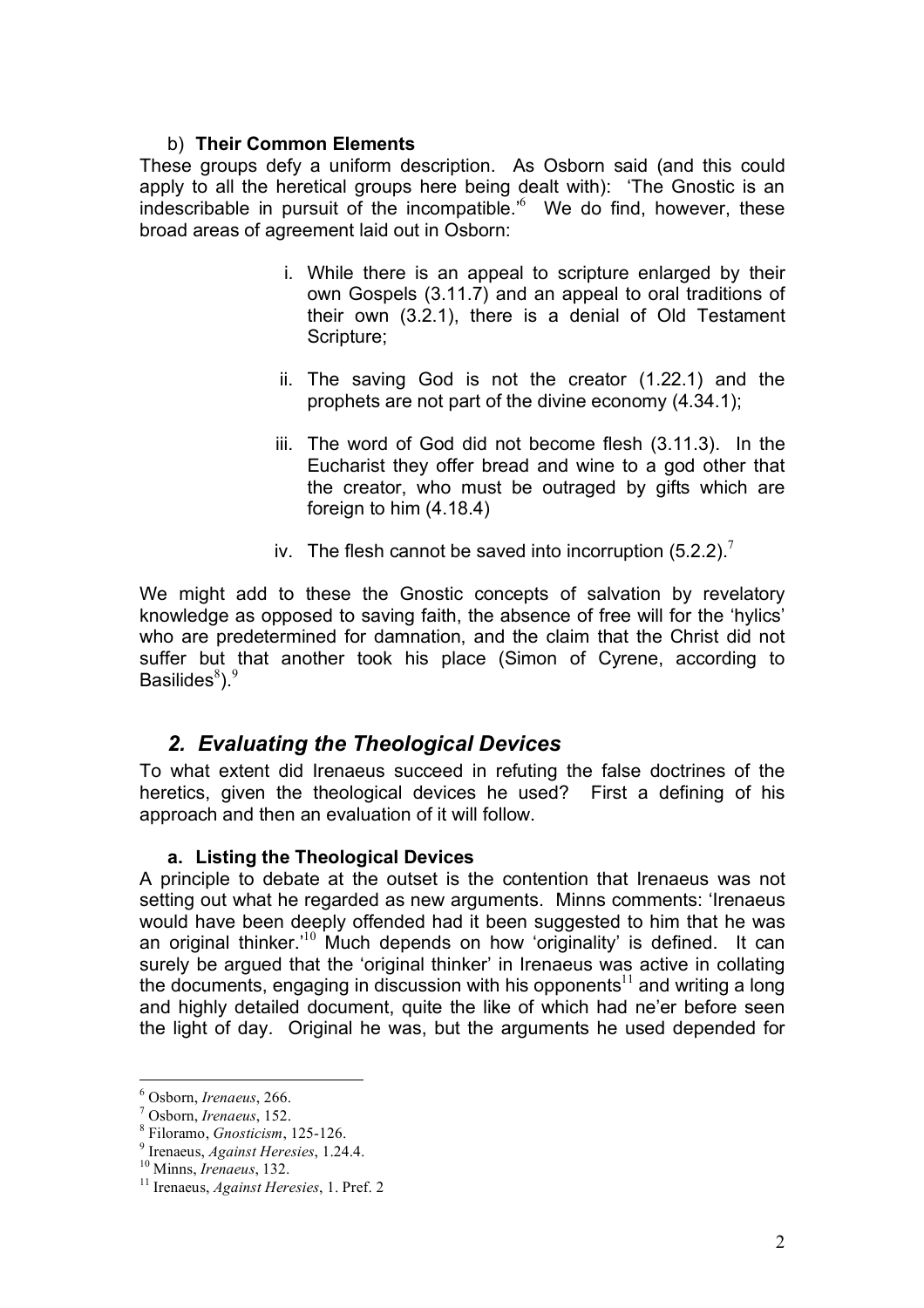### b) Their Common Elements

These groups defy a uniform description. As Osborn said (and this could apply to all the heretical groups here being dealt with): 'The Gnostic is an indescribable in pursuit of the incompatible.'[6] We do find, however, these broad areas of agreement laid out in Osborn:

i. While there is an appeal to scripture enlarged by their own Gospels (3.11.7) and an appeal to oral traditions of their own (3.2.1), there is a denial of Old Testament Scripture;

ii. The saving God is not the creator (1.22.1) and the prophets are not part of the divine economy (4.34.1);

iii. The word of God did not become flesh (3.11.3). In the Eucharist they offer bread and wine to a god other that the creator, who must be outraged by gifts which are foreign to him (4.18.4)

iv. The flesh cannot be saved into incorruption (5.2.2).[7]

We might add to these the Gnostic concepts of salvation by revelatory knowledge as opposed to saving faith, the absence of free will for the 'hylics' who are predetermined for damnation, and the claim that the Christ did not suffer but that another took his place (Simon of Cyrene, according to Basilides[8]).[9]

## *2. Evaluating the Theological Devices*

To what extent did Irenaeus succeed in refuting the false doctrines of the heretics, given the theological devices he used? First a defining of his approach and then an evaluation of it will follow.

### a. Listing the Theological Devices

A principle to debate at the outset is the contention that Irenaeus was not setting out what he regarded as new arguments. Minns comments: 'Irenaeus would have been deeply offended had it been suggested to him that he was an original thinker.'[10] Much depends on how 'originality' is defined. It can surely be argued that the 'original thinker' in Irenaeus was active in collating the documents, engaging in discussion with his opponents[11] and writing a long and highly detailed document, quite the like of which had ne'er before seen the light of day. Original he was, but the arguments he used depended for

---

[6] Osborn, *Irenaeus*, 266.
[7] Osborn, *Irenaeus*, 152.
[8] Filoramo, *Gnosticism*, 125-126.
[9] Irenaeus, *Against Heresies*, 1.24.4.
[10] Minns, *Irenaeus*, 132.
[11] Irenaeus, *Against Heresies*, 1. Pref. 2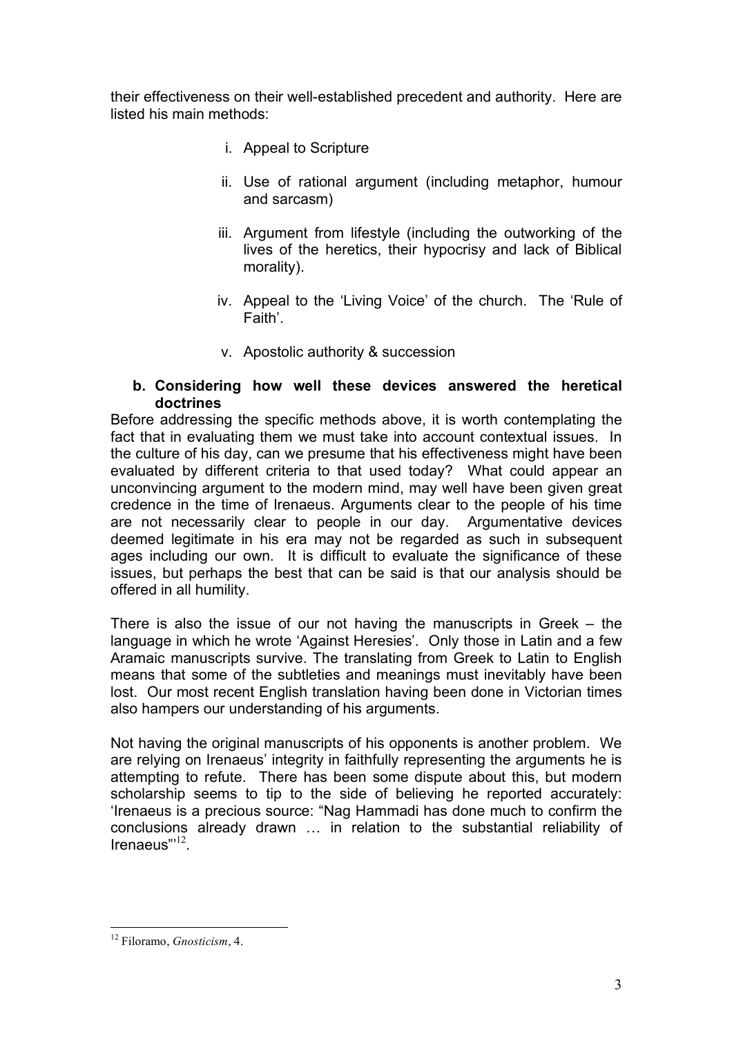their effectiveness on their well-established precedent and authority. Here are listed his main methods:

i. Appeal to Scripture

ii. Use of rational argument (including metaphor, humour and sarcasm)

iii. Argument from lifestyle (including the outworking of the lives of the heretics, their hypocrisy and lack of Biblical morality).

iv. Appeal to the 'Living Voice' of the church. The 'Rule of Faith'.

v. Apostolic authority & succession

**b. Considering how well these devices answered the heretical doctrines**

Before addressing the specific methods above, it is worth contemplating the fact that in evaluating them we must take into account contextual issues. In the culture of his day, can we presume that his effectiveness might have been evaluated by different criteria to that used today? What could appear an unconvincing argument to the modern mind, may well have been given great credence in the time of Irenaeus. Arguments clear to the people of his time are not necessarily clear to people in our day. Argumentative devices deemed legitimate in his era may not be regarded as such in subsequent ages including our own. It is difficult to evaluate the significance of these issues, but perhaps the best that can be said is that our analysis should be offered in all humility.

There is also the issue of our not having the manuscripts in Greek – the language in which he wrote 'Against Heresies'. Only those in Latin and a few Aramaic manuscripts survive. The translating from Greek to Latin to English means that some of the subtleties and meanings must inevitably have been lost. Our most recent English translation having been done in Victorian times also hampers our understanding of his arguments.

Not having the original manuscripts of his opponents is another problem. We are relying on Irenaeus' integrity in faithfully representing the arguments he is attempting to refute. There has been some dispute about this, but modern scholarship seems to tip to the side of believing he reported accurately: 'Irenaeus is a precious source: "Nag Hammadi has done much to confirm the conclusions already drawn … in relation to the substantial reliability of Irenaeus"'[12].

---

[12] Filoramo, *Gnosticism*, 4.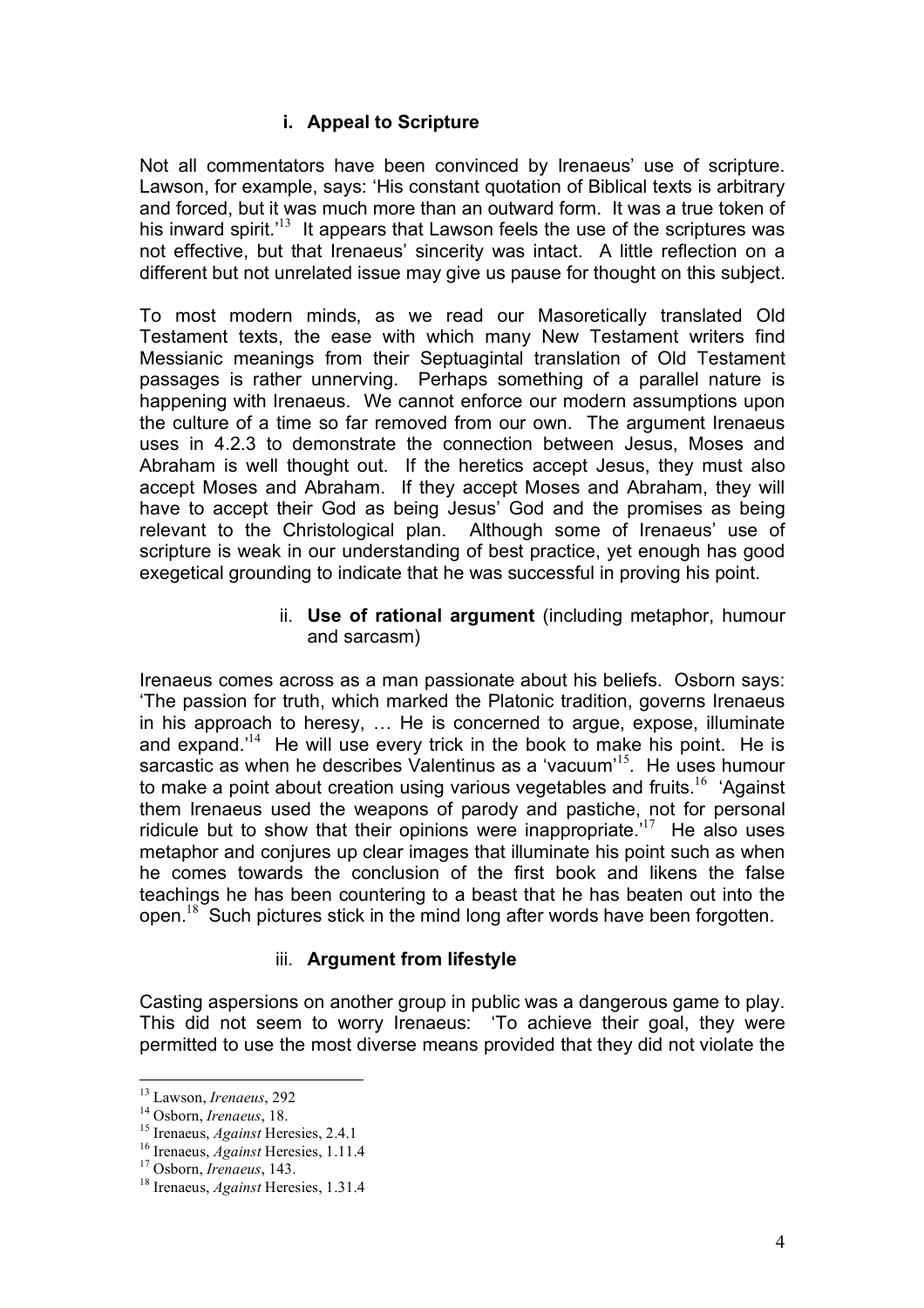### i. Appeal to Scripture

Not all commentators have been convinced by Irenaeus' use of scripture. Lawson, for example, says: 'His constant quotation of Biblical texts is arbitrary and forced, but it was much more than an outward form. It was a true token of his inward spirit.'[13] It appears that Lawson feels the use of the scriptures was not effective, but that Irenaeus' sincerity was intact. A little reflection on a different but not unrelated issue may give us pause for thought on this subject.

To most modern minds, as we read our Masoretically translated Old Testament texts, the ease with which many New Testament writers find Messianic meanings from their Septuagintal translation of Old Testament passages is rather unnerving. Perhaps something of a parallel nature is happening with Irenaeus. We cannot enforce our modern assumptions upon the culture of a time so far removed from our own. The argument Irenaeus uses in 4.2.3 to demonstrate the connection between Jesus, Moses and Abraham is well thought out. If the heretics accept Jesus, they must also accept Moses and Abraham. If they accept Moses and Abraham, they will have to accept their God as being Jesus' God and the promises as being relevant to the Christological plan. Although some of Irenaeus' use of scripture is weak in our understanding of best practice, yet enough has good exegetical grounding to indicate that he was successful in proving his point.

### ii. **Use of rational argument** (including metaphor, humour and sarcasm)

Irenaeus comes across as a man passionate about his beliefs. Osborn says: 'The passion for truth, which marked the Platonic tradition, governs Irenaeus in his approach to heresy, … He is concerned to argue, expose, illuminate and expand.'[14] He will use every trick in the book to make his point. He is sarcastic as when he describes Valentinus as a 'vacuum'[15]. He uses humour to make a point about creation using various vegetables and fruits.[16] 'Against them Irenaeus used the weapons of parody and pastiche, not for personal ridicule but to show that their opinions were inappropriate.'[17] He also uses metaphor and conjures up clear images that illuminate his point such as when he comes towards the conclusion of the first book and likens the false teachings he has been countering to a beast that he has beaten out into the open.[18] Such pictures stick in the mind long after words have been forgotten.

### iii. **Argument from lifestyle**

Casting aspersions on another group in public was a dangerous game to play. This did not seem to worry Irenaeus: 'To achieve their goal, they were permitted to use the most diverse means provided that they did not violate the

---

[13] Lawson, *Irenaeus*, 292

[14] Osborn, *Irenaeus*, 18.

[15] Irenaeus, *Against* Heresies, 2.4.1

[16] Irenaeus, *Against* Heresies, 1.11.4

[17] Osborn, *Irenaeus*, 143.

[18] Irenaeus, *Against* Heresies, 1.31.4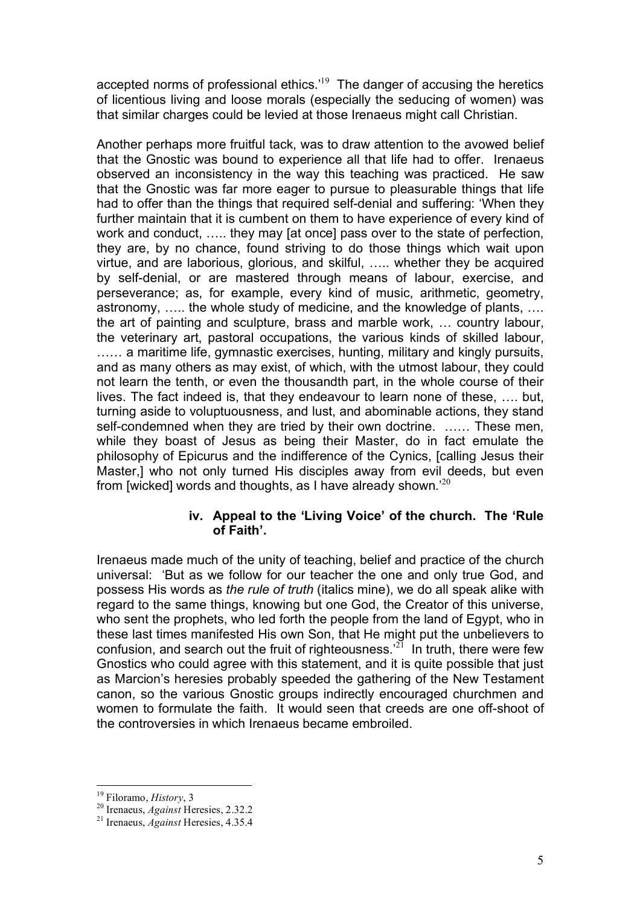accepted norms of professional ethics.'[19] The danger of accusing the heretics of licentious living and loose morals (especially the seducing of women) was that similar charges could be levied at those Irenaeus might call Christian.

Another perhaps more fruitful tack, was to draw attention to the avowed belief that the Gnostic was bound to experience all that life had to offer. Irenaeus observed an inconsistency in the way this teaching was practiced. He saw that the Gnostic was far more eager to pursue to pleasurable things that life had to offer than the things that required self-denial and suffering: 'When they further maintain that it is cumbent on them to have experience of every kind of work and conduct, ….. they may [at once] pass over to the state of perfection, they are, by no chance, found striving to do those things which wait upon virtue, and are laborious, glorious, and skilful, ….. whether they be acquired by self-denial, or are mastered through means of labour, exercise, and perseverance; as, for example, every kind of music, arithmetic, geometry, astronomy, ….. the whole study of medicine, and the knowledge of plants, …. the art of painting and sculpture, brass and marble work, … country labour, the veterinary art, pastoral occupations, the various kinds of skilled labour, …… a maritime life, gymnastic exercises, hunting, military and kingly pursuits, and as many others as may exist, of which, with the utmost labour, they could not learn the tenth, or even the thousandth part, in the whole course of their lives. The fact indeed is, that they endeavour to learn none of these, …. but, turning aside to voluptuousness, and lust, and abominable actions, they stand self-condemned when they are tried by their own doctrine. …… These men, while they boast of Jesus as being their Master, do in fact emulate the philosophy of Epicurus and the indifference of the Cynics, [calling Jesus their Master,] who not only turned His disciples away from evil deeds, but even from [wicked] words and thoughts, as I have already shown.'[20]

### iv. Appeal to the 'Living Voice' of the church. The 'Rule of Faith'.

Irenaeus made much of the unity of teaching, belief and practice of the church universal: 'But as we follow for our teacher the one and only true God, and possess His words as *the rule of truth* (italics mine), we do all speak alike with regard to the same things, knowing but one God, the Creator of this universe, who sent the prophets, who led forth the people from the land of Egypt, who in these last times manifested His own Son, that He might put the unbelievers to confusion, and search out the fruit of righteousness.'[21] In truth, there were few Gnostics who could agree with this statement, and it is quite possible that just as Marcion's heresies probably speeded the gathering of the New Testament canon, so the various Gnostic groups indirectly encouraged churchmen and women to formulate the faith. It would seen that creeds are one off-shoot of the controversies in which Irenaeus became embroiled.

---

[19] Filoramo, *History*, 3

[20] Irenaeus, *Against* Heresies, 2.32.2

[21] Irenaeus, *Against* Heresies, 4.35.4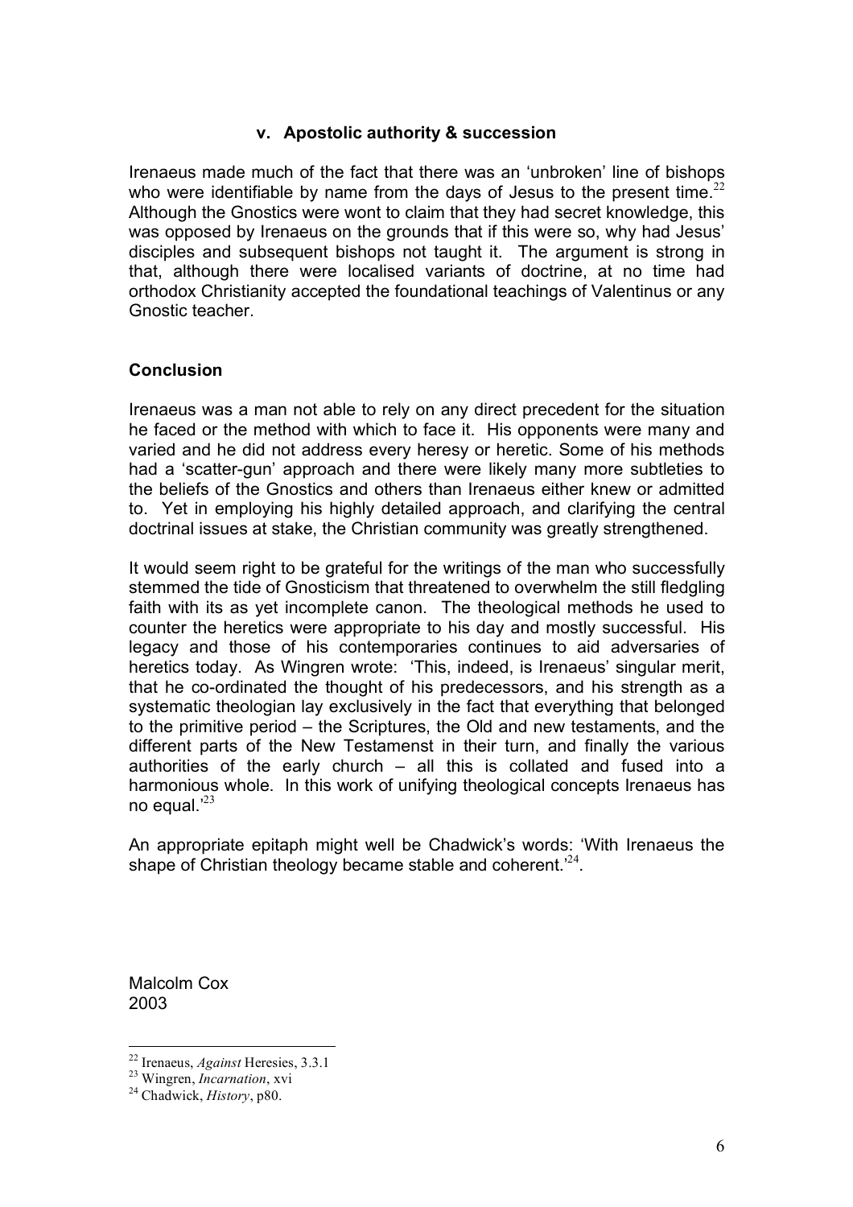### v. Apostolic authority & succession

Irenaeus made much of the fact that there was an 'unbroken' line of bishops who were identifiable by name from the days of Jesus to the present time.[22] Although the Gnostics were wont to claim that they had secret knowledge, this was opposed by Irenaeus on the grounds that if this were so, why had Jesus' disciples and subsequent bishops not taught it. The argument is strong in that, although there were localised variants of doctrine, at no time had orthodox Christianity accepted the foundational teachings of Valentinus or any Gnostic teacher.

### Conclusion

Irenaeus was a man not able to rely on any direct precedent for the situation he faced or the method with which to face it. His opponents were many and varied and he did not address every heresy or heretic. Some of his methods had a 'scatter-gun' approach and there were likely many more subtleties to the beliefs of the Gnostics and others than Irenaeus either knew or admitted to. Yet in employing his highly detailed approach, and clarifying the central doctrinal issues at stake, the Christian community was greatly strengthened.

It would seem right to be grateful for the writings of the man who successfully stemmed the tide of Gnosticism that threatened to overwhelm the still fledgling faith with its as yet incomplete canon. The theological methods he used to counter the heretics were appropriate to his day and mostly successful. His legacy and those of his contemporaries continues to aid adversaries of heretics today. As Wingren wrote: 'This, indeed, is Irenaeus' singular merit, that he co-ordinated the thought of his predecessors, and his strength as a systematic theologian lay exclusively in the fact that everything that belonged to the primitive period – the Scriptures, the Old and new testaments, and the different parts of the New Testamenst in their turn, and finally the various authorities of the early church – all this is collated and fused into a harmonious whole. In this work of unifying theological concepts Irenaeus has no equal.'[23]

An appropriate epitaph might well be Chadwick's words: 'With Irenaeus the shape of Christian theology became stable and coherent.'[24].

Malcolm Cox
2003

---

[22] Irenaeus, *Against* Heresies, 3.3.1

[23] Wingren, *Incarnation*, xvi

[24] Chadwick, *History*, p80.